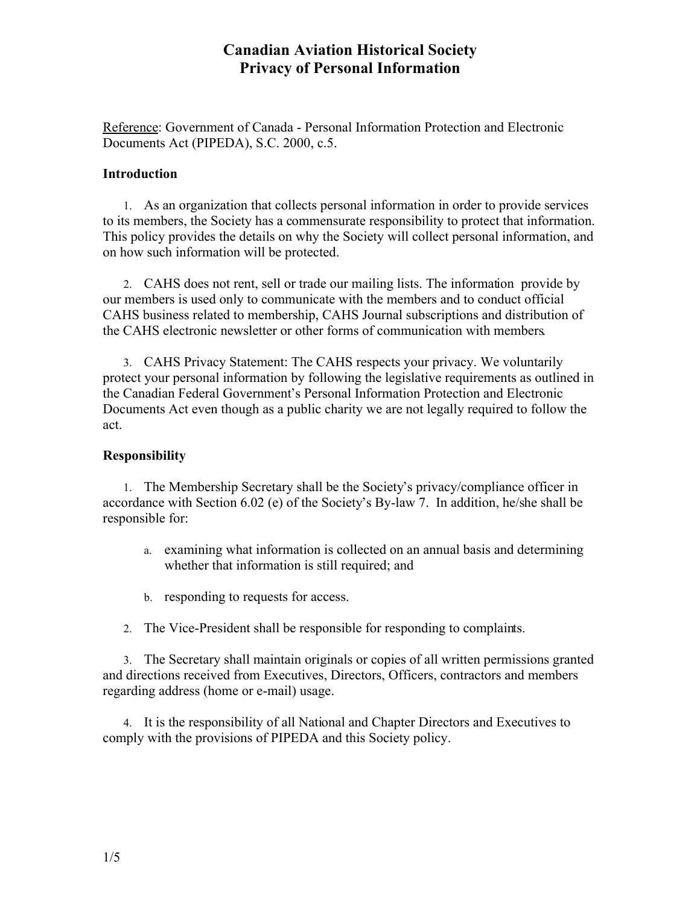# Canadian Aviation Historical Society
# Privacy of Personal Information

Reference: Government of Canada - Personal Information Protection and Electronic Documents Act (PIPEDA), S.C. 2000, c.5.

**Introduction**

1. As an organization that collects personal information in order to provide services to its members, the Society has a commensurate responsibility to protect that information. This policy provides the details on why the Society will collect personal information, and on how such information will be protected.

2. CAHS does not rent, sell or trade our mailing lists. The information provide by our members is used only to communicate with the members and to conduct official CAHS business related to membership, CAHS Journal subscriptions and distribution of the CAHS electronic newsletter or other forms of communication with members.

3. CAHS Privacy Statement: The CAHS respects your privacy. We voluntarily protect your personal information by following the legislative requirements as outlined in the Canadian Federal Government's Personal Information Protection and Electronic Documents Act even though as a public charity we are not legally required to follow the act.

**Responsibility**

1. The Membership Secretary shall be the Society's privacy/compliance officer in accordance with Section 6.02 (e) of the Society's By-law 7. In addition, he/she shall be responsible for:

   a. examining what information is collected on an annual basis and determining whether that information is still required; and

   b. responding to requests for access.

2. The Vice-President shall be responsible for responding to complaints.

3. The Secretary shall maintain originals or copies of all written permissions granted and directions received from Executives, Directors, Officers, contractors and members regarding address (home or e-mail) usage.

4. It is the responsibility of all National and Chapter Directors and Executives to comply with the provisions of PIPEDA and this Society policy.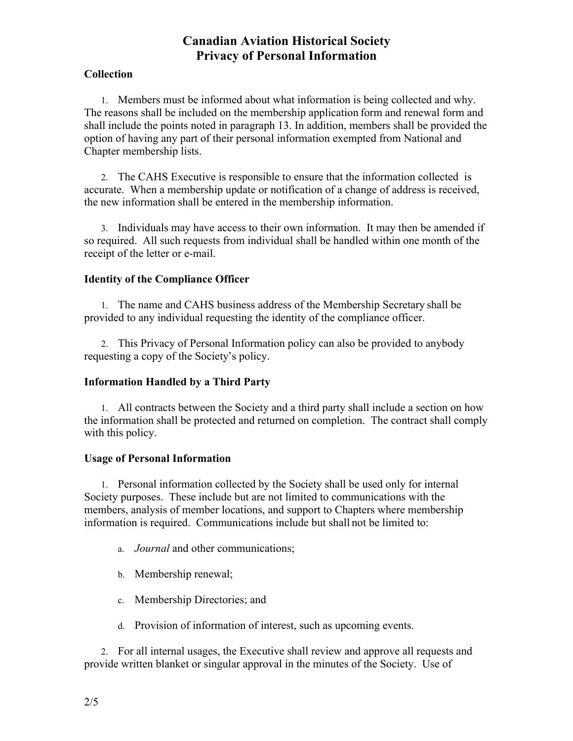# Canadian Aviation Historical Society
# Privacy of Personal Information

**Collection**

1. Members must be informed about what information is being collected and why. The reasons shall be included on the membership application form and renewal form and shall include the points noted in paragraph 13. In addition, members shall be provided the option of having any part of their personal information exempted from National and Chapter membership lists.

2. The CAHS Executive is responsible to ensure that the information collected is accurate. When a membership update or notification of a change of address is received, the new information shall be entered in the membership information.

3. Individuals may have access to their own information. It may then be amended if so required. All such requests from individual shall be handled within one month of the receipt of the letter or e-mail.

**Identity of the Compliance Officer**

1. The name and CAHS business address of the Membership Secretary shall be provided to any individual requesting the identity of the compliance officer.

2. This Privacy of Personal Information policy can also be provided to anybody requesting a copy of the Society's policy.

**Information Handled by a Third Party**

1. All contracts between the Society and a third party shall include a section on how the information shall be protected and returned on completion. The contract shall comply with this policy.

**Usage of Personal Information**

1. Personal information collected by the Society shall be used only for internal Society purposes. These include but are not limited to communications with the members, analysis of member locations, and support to Chapters where membership information is required. Communications include but shall not be limited to:

   a. *Journal* and other communications;

   b. Membership renewal;

   c. Membership Directories; and

   d. Provision of information of interest, such as upcoming events.

2. For all internal usages, the Executive shall review and approve all requests and provide written blanket or singular approval in the minutes of the Society. Use of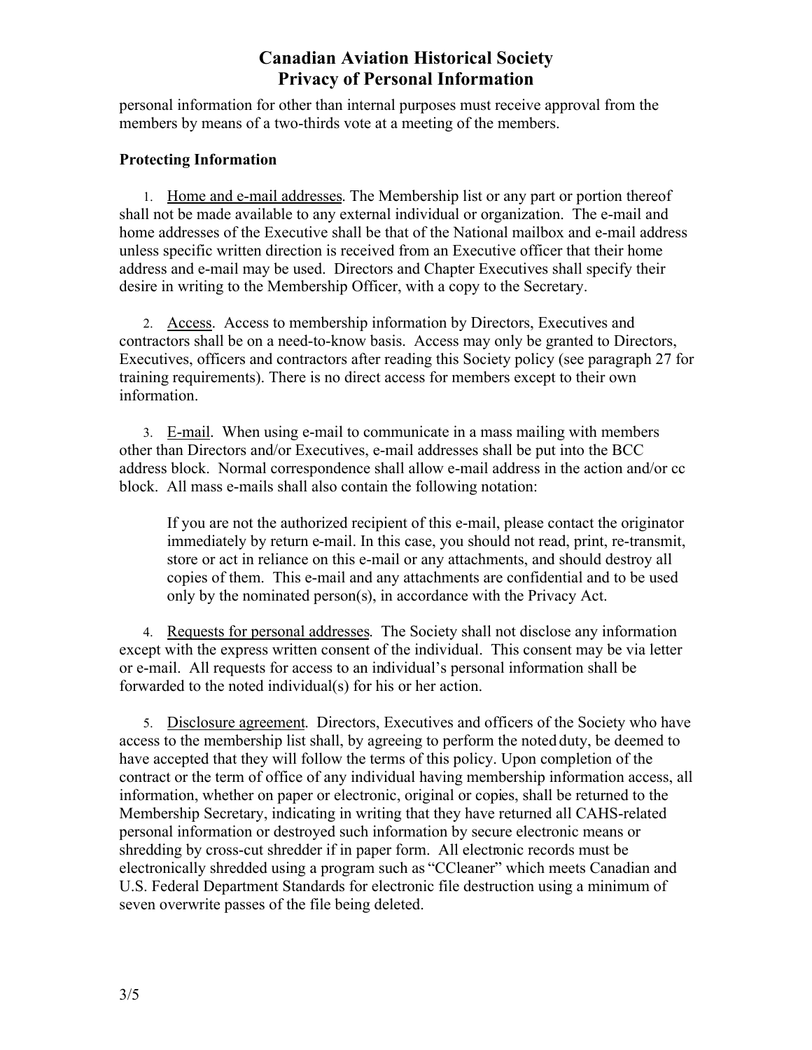personal information for other than internal purposes must receive approval from the members by means of a two-thirds vote at a meeting of the members.

**Protecting Information**

1. Home and e-mail addresses. The Membership list or any part or portion thereof shall not be made available to any external individual or organization. The e-mail and home addresses of the Executive shall be that of the National mailbox and e-mail address unless specific written direction is received from an Executive officer that their home address and e-mail may be used. Directors and Chapter Executives shall specify their desire in writing to the Membership Officer, with a copy to the Secretary.

2. Access. Access to membership information by Directors, Executives and contractors shall be on a need-to-know basis. Access may only be granted to Directors, Executives, officers and contractors after reading this Society policy (see paragraph 27 for training requirements). There is no direct access for members except to their own information.

3. E-mail. When using e-mail to communicate in a mass mailing with members other than Directors and/or Executives, e-mail addresses shall be put into the BCC address block. Normal correspondence shall allow e-mail address in the action and/or cc block. All mass e-mails shall also contain the following notation:

   > If you are not the authorized recipient of this e-mail, please contact the originator immediately by return e-mail. In this case, you should not read, print, re-transmit, store or act in reliance on this e-mail or any attachments, and should destroy all copies of them. This e-mail and any attachments are confidential and to be used only by the nominated person(s), in accordance with the Privacy Act.

4. Requests for personal addresses. The Society shall not disclose any information except with the express written consent of the individual. This consent may be via letter or e-mail. All requests for access to an individual's personal information shall be forwarded to the noted individual(s) for his or her action.

5. Disclosure agreement. Directors, Executives and officers of the Society who have access to the membership list shall, by agreeing to perform the noted duty, be deemed to have accepted that they will follow the terms of this policy. Upon completion of the contract or the term of office of any individual having membership information access, all information, whether on paper or electronic, original or copies, shall be returned to the Membership Secretary, indicating in writing that they have returned all CAHS-related personal information or destroyed such information by secure electronic means or shredding by cross-cut shredder if in paper form. All electronic records must be electronically shredded using a program such as "CCleaner" which meets Canadian and U.S. Federal Department Standards for electronic file destruction using a minimum of seven overwrite passes of the file being deleted.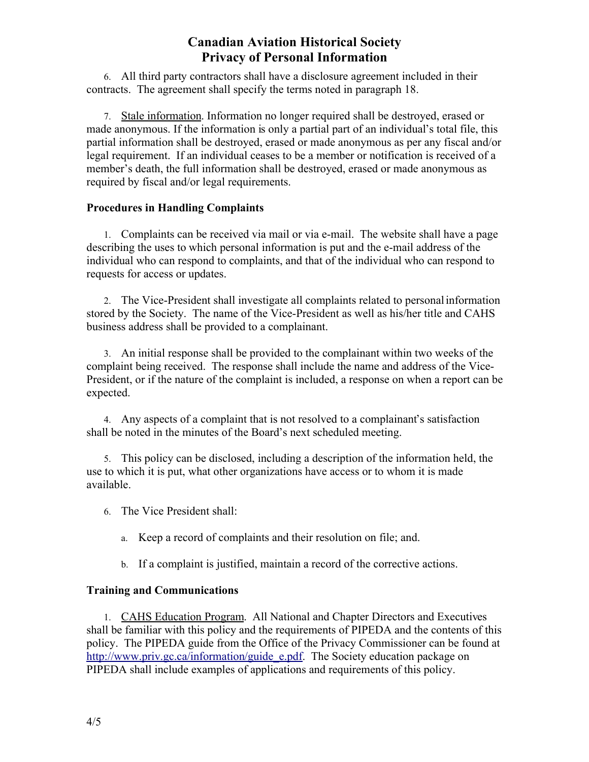6. All third party contractors shall have a disclosure agreement included in their contracts. The agreement shall specify the terms noted in paragraph 18.

7. Stale information. Information no longer required shall be destroyed, erased or made anonymous. If the information is only a partial part of an individual's total file, this partial information shall be destroyed, erased or made anonymous as per any fiscal and/or legal requirement. If an individual ceases to be a member or notification is received of a member's death, the full information shall be destroyed, erased or made anonymous as required by fiscal and/or legal requirements.

**Procedures in Handling Complaints**

1. Complaints can be received via mail or via e-mail. The website shall have a page describing the uses to which personal information is put and the e-mail address of the individual who can respond to complaints, and that of the individual who can respond to requests for access or updates.

2. The Vice-President shall investigate all complaints related to personal information stored by the Society. The name of the Vice-President as well as his/her title and CAHS business address shall be provided to a complainant.

3. An initial response shall be provided to the complainant within two weeks of the complaint being received. The response shall include the name and address of the Vice-President, or if the nature of the complaint is included, a response on when a report can be expected.

4. Any aspects of a complaint that is not resolved to a complainant's satisfaction shall be noted in the minutes of the Board's next scheduled meeting.

5. This policy can be disclosed, including a description of the information held, the use to which it is put, what other organizations have access or to whom it is made available.

6. The Vice President shall:

   a. Keep a record of complaints and their resolution on file; and.

   b. If a complaint is justified, maintain a record of the corrective actions.

**Training and Communications**

1. CAHS Education Program. All National and Chapter Directors and Executives shall be familiar with this policy and the requirements of PIPEDA and the contents of this policy. The PIPEDA guide from the Office of the Privacy Commissioner can be found at http://www.priv.gc.ca/information/guide_e.pdf. The Society education package on PIPEDA shall include examples of applications and requirements of this policy.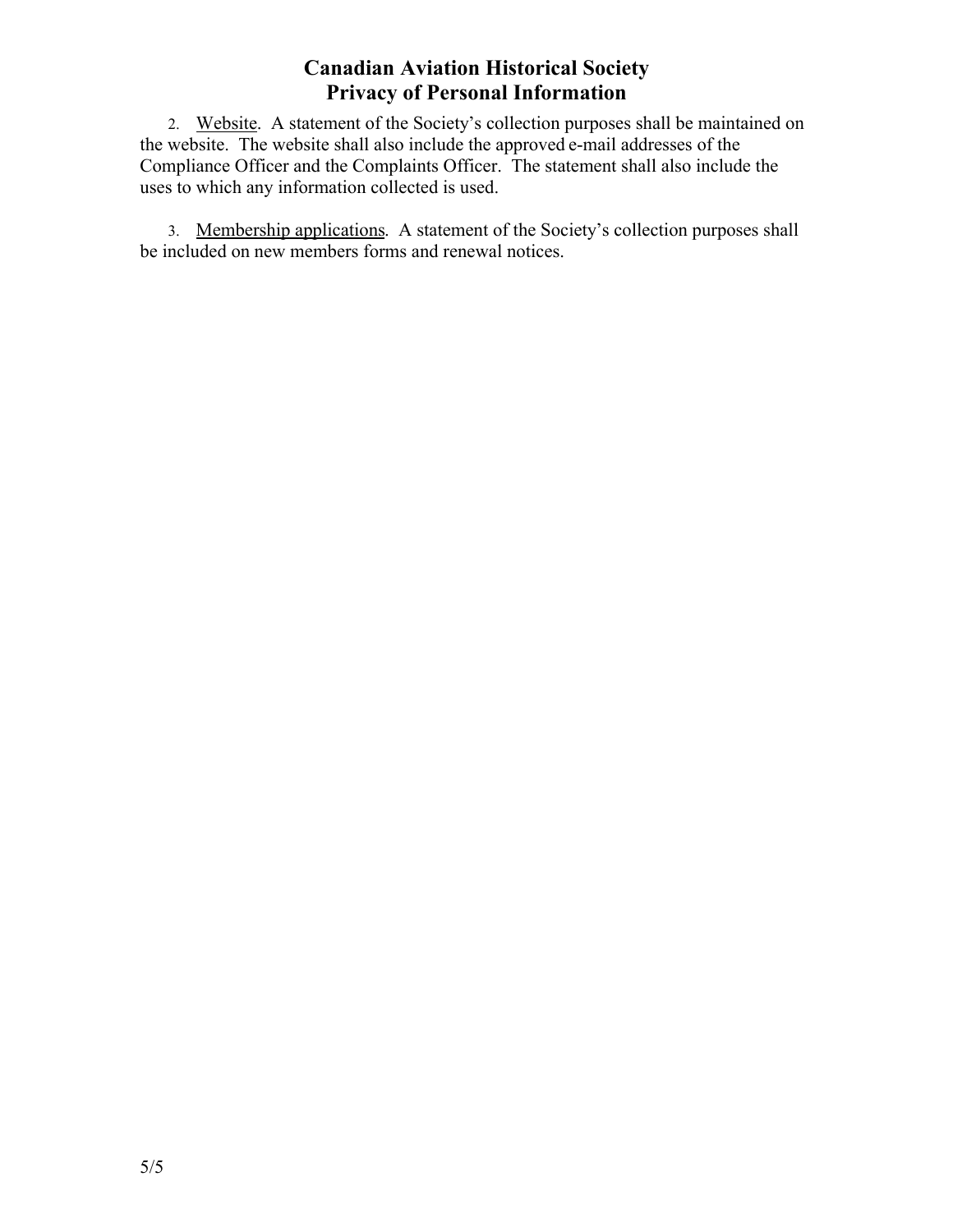2. Website. A statement of the Society's collection purposes shall be maintained on the website. The website shall also include the approved e-mail addresses of the Compliance Officer and the Complaints Officer. The statement shall also include the uses to which any information collected is used.

3. Membership applications. A statement of the Society's collection purposes shall be included on new members forms and renewal notices.